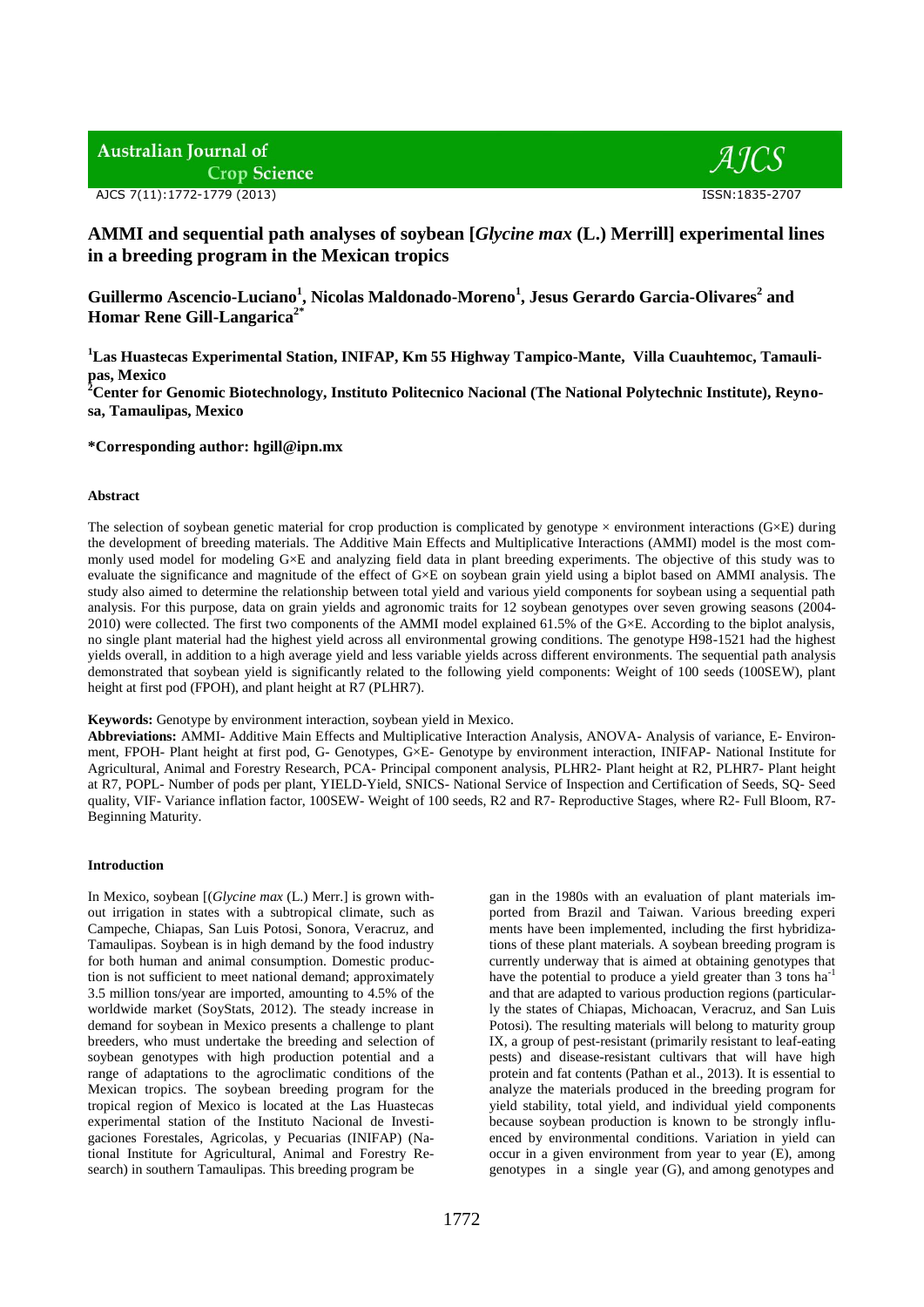# AMMI and sequential path analyses of soybean [*Glycine max* (L.) Merrill] experimental lines in a breeding program in the Mexican tropics

**Guillermo Ascencio-Luciano[1], Nicolas Maldonado-Moreno[1], Jesus Gerardo Garcia-Olivares[2] and Homar Rene Gill-Langarica[2*]**

**[1]Las Huastecas Experimental Station, INIFAP, Km 55 Highway Tampico-Mante, Villa Cuauhtemoc, Tamaulipas, Mexico**

**[2]Center for Genomic Biotechnology, Instituto Politecnico Nacional (The National Polytechnic Institute), Reynosa, Tamaulipas, Mexico**

**\*Corresponding author: hgill@ipn.mx**

#### Abstract

The selection of soybean genetic material for crop production is complicated by genotype × environment interactions (G×E) during the development of breeding materials. The Additive Main Effects and Multiplicative Interactions (AMMI) model is the most commonly used model for modeling G×E and analyzing field data in plant breeding experiments. The objective of this study was to evaluate the significance and magnitude of the effect of G×E on soybean grain yield using a biplot based on AMMI analysis. The study also aimed to determine the relationship between total yield and various yield components for soybean using a sequential path analysis. For this purpose, data on grain yields and agronomic traits for 12 soybean genotypes over seven growing seasons (2004-2010) were collected. The first two components of the AMMI model explained 61.5% of the G×E. According to the biplot analysis, no single plant material had the highest yield across all environmental growing conditions. The genotype H98-1521 had the highest yields overall, in addition to a high average yield and less variable yields across different environments. The sequential path analysis demonstrated that soybean yield is significantly related to the following yield components: Weight of 100 seeds (100SEW), plant height at first pod (FPOH), and plant height at R7 (PLHR7).

**Keywords:** Genotype by environment interaction, soybean yield in Mexico.

**Abbreviations:** AMMI- Additive Main Effects and Multiplicative Interaction Analysis, ANOVA- Analysis of variance, E- Environment, FPOH- Plant height at first pod, G- Genotypes, G×E- Genotype by environment interaction, INIFAP- National Institute for Agricultural, Animal and Forestry Research, PCA- Principal component analysis, PLHR2- Plant height at R2, PLHR7- Plant height at R7, POPL- Number of pods per plant, YIELD-Yield, SNICS- National Service of Inspection and Certification of Seeds, SQ- Seed quality, VIF- Variance inflation factor, 100SEW- Weight of 100 seeds, R2 and R7- Reproductive Stages, where R2- Full Bloom, R7- Beginning Maturity.

#### Introduction

In Mexico, soybean [(*Glycine max* (L.) Merr.] is grown without irrigation in states with a subtropical climate, such as Campeche, Chiapas, San Luis Potosi, Sonora, Veracruz, and Tamaulipas. Soybean is in high demand by the food industry for both human and animal consumption. Domestic production is not sufficient to meet national demand; approximately 3.5 million tons/year are imported, amounting to 4.5% of the worldwide market (SoyStats, 2012). The steady increase in demand for soybean in Mexico presents a challenge to plant breeders, who must undertake the breeding and selection of soybean genotypes with high production potential and a range of adaptations to the agroclimatic conditions of the Mexican tropics. The soybean breeding program for the tropical region of Mexico is located at the Las Huastecas experimental station of the Instituto Nacional de Investigaciones Forestales, Agricolas, y Pecuarias (INIFAP) (National Institute for Agricultural, Animal and Forestry Research) in southern Tamaulipas. This breeding program began in the 1980s with an evaluation of plant materials imported from Brazil and Taiwan. Various breeding experiments have been implemented, including the first hybridizations of these plant materials. A soybean breeding program is currently underway that is aimed at obtaining genotypes that have the potential to produce a yield greater than 3 tons $ha^{-1}$ and that are adapted to various production regions (particularly the states of Chiapas, Michoacan, Veracruz, and San Luis Potosi). The resulting materials will belong to maturity group IX, a group of pest-resistant (primarily resistant to leaf-eating pests) and disease-resistant cultivars that will have high protein and fat contents (Pathan et al., 2013). It is essential to analyze the materials produced in the breeding program for yield stability, total yield, and individual yield components because soybean production is known to be strongly influenced by environmental conditions. Variation in yield can occur in a given environment from year to year (E), among genotypes in a single year (G), and among genotypes and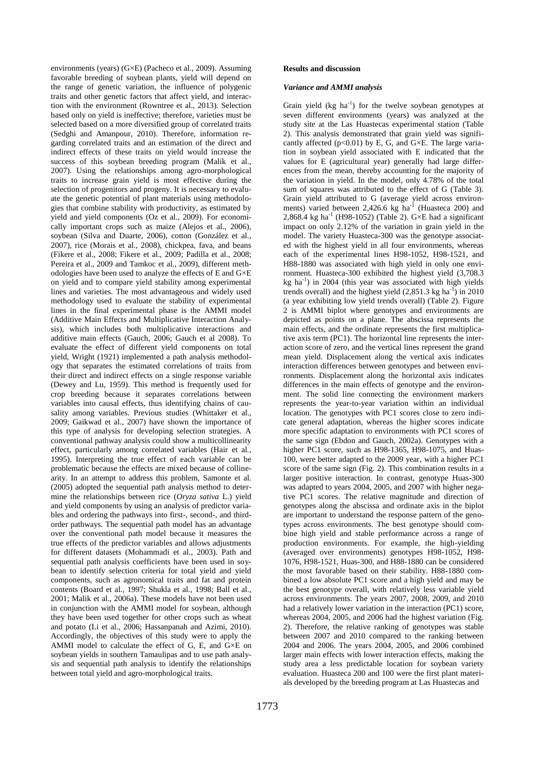environments (years) (G×E) (Pacheco et al., 2009). Assuming favorable breeding of soybean plants, yield will depend on the range of genetic variation, the influence of polygenic traits and other genetic factors that affect yield, and interaction with the environment (Rowntree et al., 2013). Selection based only on yield is ineffective; therefore, varieties must be selected based on a more diversified group of correlated traits (Sedghi and Amanpour, 2010). Therefore, information regarding correlated traits and an estimation of the direct and indirect effects of these traits on yield would increase the success of this soybean breeding program (Malik et al., 2007). Using the relationships among agro-morphological traits to increase grain yield is most effective during the selection of progenitors and progeny. It is necessary to evaluate the genetic potential of plant materials using methodologies that combine stability with productivity, as estimated by yield and yield components (Oz et al., 2009). For economically important crops such as maize (Alejos et al., 2006), soybean (Silva and Duarte, 2006), cotton (González et al., 2007), rice (Morais et al., 2008), chickpea, fava, and beans (Fikere et al., 2008; Fikere et al., 2009; Padilla et al., 2008; Pereira et al., 2009 and Tamkoc et al., 2009), different methodologies have been used to analyze the effects of E and G×E on yield and to compare yield stability among experimental lines and varieties. The most advantageous and widely used methodology used to evaluate the stability of experimental lines in the final experimental phase is the AMMI model (Additive Main Effects and Multiplicative Interaction Analysis), which includes both multiplicative interactions and additive main effects (Gauch, 2006; Gauch et al 2008). To evaluate the effect of different yield components on total yield, Wright (1921) implemented a path analysis methodology that separates the estimated correlations of traits from their direct and indirect effects on a single response variable (Dewey and Lu, 1959). This method is frequently used for crop breeding because it separates correlations between variables into causal effects, thus identifying chains of causality among variables. Previous studies (Whittaker et al., 2009; Gaikwad et al., 2007) have shown the importance of this type of analysis for developing selection strategies. A conventional pathway analysis could show a multicollinearity effect, particularly among correlated variables (Hair et al., 1995). Interpreting the true effect of each variable can be problematic because the effects are mixed because of collinearity. In an attempt to address this problem, Samonte et al. (2005) adopted the sequential path analysis method to determine the relationships between rice (*Oryza sativa* L.) yield and yield components by using an analysis of predictor variables and ordering the pathways into first-, second-, and third-order pathways. The sequential path model has an advantage over the conventional path model because it measures the true effects of the predictor variables and allows adjustments for different datasets (Mohammadi et al., 2003). Path and sequential path analysis coefficients have been used in soybean to identify selection criteria for total yield and yield components, such as agronomical traits and fat and protein contents (Board et al., 1997; Shukla et al., 1998; Ball et al., 2001; Malik et al., 2006a). These models have not been used in conjunction with the AMMI model for soybean, although they have been used together for other crops such as wheat and potato (Li et al., 2006; Hassanpanah and Azimi, 2010). Accordingly, the objectives of this study were to apply the AMMI model to calculate the effect of G, E, and G×E on soybean yields in southern Tamaulipas and to use path analysis and sequential path analysis to identify the relationships between total yield and agro-morphological traits.

## Results and discussion

### *Variance and AMMI analysis*

Grain yield (kg ha$^{-1}$) for the twelve soybean genotypes at seven different environments (years) was analyzed at the study site at the Las Huastecas experimental station (Table 2). This analysis demonstrated that grain yield was significantly affected ($p<0.01$) by E, G, and G×E. The large variation in soybean yield associated with E indicated that the values for E (agricultural year) generally had large differences from the mean, thereby accounting for the majority of the variation in yield. In the model, only 4.78% of the total sum of squares was attributed to the effect of G (Table 3). Grain yield attributed to G (average yield across environments) varied between 2,426.6 kg ha$^{-1}$ (Huasteca 200) and 2,868.4 kg ha$^{-1}$ (H98-1052) (Table 2). G×E had a significant impact on only 2.12% of the variation in grain yield in the model. The variety Huasteca-300 was the genotype associated with the highest yield in all four environments, whereas each of the experimental lines H98-1052, H98-1521, and H88-1880 was associated with high yield in only one environment. Huasteca-300 exhibited the highest yield (3,708.3 kg ha$^{-1}$) in 2004 (this year was associated with high yields trends overall) and the highest yield (2,851.3 kg ha$^{-1}$) in 2010 (a year exhibiting low yield trends overall) (Table 2). Figure 2 is AMMI biplot where genotypes and environments are depicted as points on a plane. The abscissa represents the main effects, and the ordinate represents the first multiplicative axis term (PC1). The horizontal line represents the interaction score of zero, and the vertical lines represent the grand mean yield. Displacement along the vertical axis indicates interaction differences between genotypes and between environments. Displacement along the horizontal axis indicates differences in the main effects of genotype and the environment. The solid line connecting the environment markers represents the year-to-year variation within an individual location. The genotypes with PC1 scores close to zero indicate general adaptation, whereas the higher scores indicate more specific adaptation to environments with PC1 scores of the same sign (Ebdon and Gauch, 2002a). Genotypes with a higher PC1 score, such as H98-1365, H98-1075, and Huas-100, were better adapted to the 2009 year, with a higher PC1 score of the same sign (Fig. 2). This combination results in a larger positive interaction. In contrast, genotype Huas-300 was adapted to years 2004, 2005, and 2007 with higher negative PC1 scores. The relative magnitude and direction of genotypes along the abscissa and ordinate axis in the biplot are important to understand the response pattern of the genotypes across environments. The best genotype should combine high yield and stable performance across a range of production environments. For example, the high-yielding (averaged over environments) genotypes H98-1052, H98-1076, H98-1521, Huas-300, and H88-1880 can be considered the most favorable based on their stability. H88-1880 combined a low absolute PC1 score and a high yield and may be the best genotype overall, with relatively less variable yield across environments. The years 2007, 2008, 2009, and 2010 had a relatively lower variation in the interaction (PC1) score, whereas 2004, 2005, and 2006 had the highest variation (Fig. 2). Therefore, the relative ranking of genotypes was stable between 2007 and 2010 compared to the ranking between 2004 and 2006. The years 2004, 2005, and 2006 combined larger main effects with lower interaction effects, making the study area a less predictable location for soybean variety evaluation. Huasteca 200 and 100 were the first plant materials developed by the breeding program at Las Huastecas and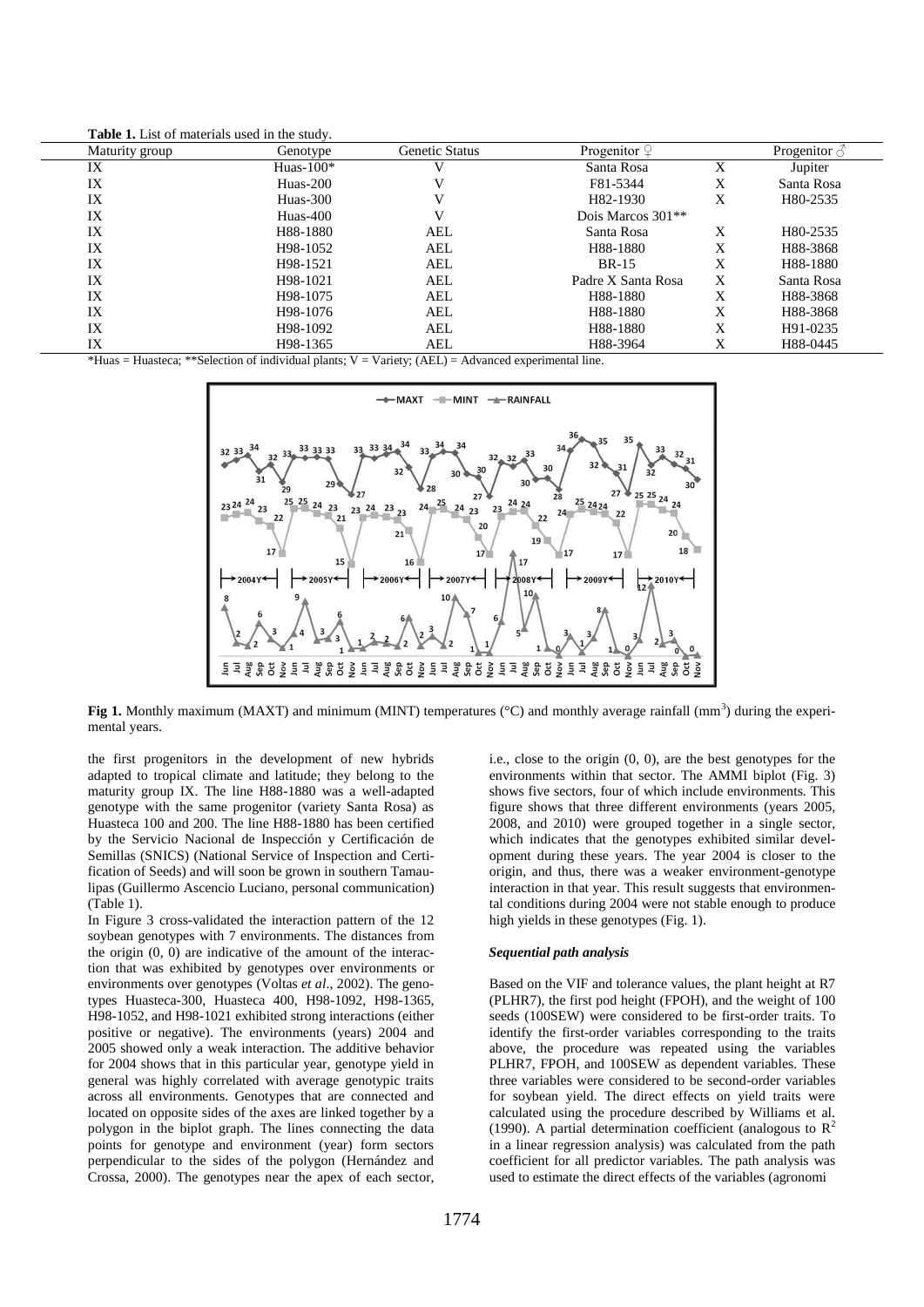**Table 1.** List of materials used in the study.

| Maturity group | Genotype | Genetic Status | Progenitor ♀ | | Progenitor ♂ |
|---|---|---|---|---|---|
| IX | Huas-100* | V | Santa Rosa | X | Jupiter |
| IX | Huas-200 | V | F81-5344 | X | Santa Rosa |
| IX | Huas-300 | V | H82-1930 | X | H80-2535 |
| IX | Huas-400 | V | Dois Marcos 301** | | |
| IX | H88-1880 | AEL | Santa Rosa | X | H80-2535 |
| IX | H98-1052 | AEL | H88-1880 | X | H88-3868 |
| IX | H98-1521 | AEL | BR-15 | X | H88-1880 |
| IX | H98-1021 | AEL | Padre X Santa Rosa | X | Santa Rosa |
| IX | H98-1075 | AEL | H88-1880 | X | H88-3868 |
| IX | H98-1076 | AEL | H88-1880 | X | H88-3868 |
| IX | H98-1092 | AEL | H88-1880 | X | H91-0235 |
| IX | H98-1365 | AEL | H88-3964 | X | H88-0445 |

*Huas = Huasteca; **Selection of individual plants; V = Variety; (AEL) = Advanced experimental line.

**Fig 1.** Monthly maximum (MAXT) and minimum (MINT) temperatures (°C) and monthly average rainfall ($mm^3$) during the experimental years.

the first progenitors in the development of new hybrids adapted to tropical climate and latitude; they belong to the maturity group IX. The line H88-1880 was a well-adapted genotype with the same progenitor (variety Santa Rosa) as Huasteca 100 and 200. The line H88-1880 has been certified by the Servicio Nacional de Inspección y Certificación de Semillas (SNICS) (National Service of Inspection and Certification of Seeds) and will soon be grown in southern Tamaulipas (Guillermo Ascencio Luciano, personal communication) (Table 1).

In Figure 3 cross-validated the interaction pattern of the 12 soybean genotypes with 7 environments. The distances from the origin (0, 0) are indicative of the amount of the interaction that was exhibited by genotypes over environments or environments over genotypes (Voltas *et al*., 2002). The genotypes Huasteca-300, Huasteca 400, H98-1092, H98-1365, H98-1052, and H98-1021 exhibited strong interactions (either positive or negative). The environments (years) 2004 and 2005 showed only a weak interaction. The additive behavior for 2004 shows that in this particular year, genotype yield in general was highly correlated with average genotypic traits across all environments. Genotypes that are connected and located on opposite sides of the axes are linked together by a polygon in the biplot graph. The lines connecting the data points for genotype and environment (year) form sectors perpendicular to the sides of the polygon (Hernández and Crossa, 2000). The genotypes near the apex of each sector, i.e., close to the origin (0, 0), are the best genotypes for the environments within that sector. The AMMI biplot (Fig. 3) shows five sectors, four of which include environments. This figure shows that three different environments (years 2005, 2008, and 2010) were grouped together in a single sector, which indicates that the genotypes exhibited similar development during these years. The year 2004 is closer to the origin, and thus, there was a weaker environment-genotype interaction in that year. This result suggests that environmental conditions during 2004 were not stable enough to produce high yields in these genotypes (Fig. 1).

### *Sequential path analysis*

Based on the VIF and tolerance values, the plant height at R7 (PLHR7), the first pod height (FPOH), and the weight of 100 seeds (100SEW) were considered to be first-order traits. To identify the first-order variables corresponding to the traits above, the procedure was repeated using the variables PLHR7, FPOH, and 100SEW as dependent variables. These three variables were considered to be second-order variables for soybean yield. The direct effects on yield traits were calculated using the procedure described by Williams et al. (1990). A partial determination coefficient (analogous to $R^2$ in a linear regression analysis) was calculated from the path coefficient for all predictor variables. The path analysis was used to estimate the direct effects of the variables (agronomi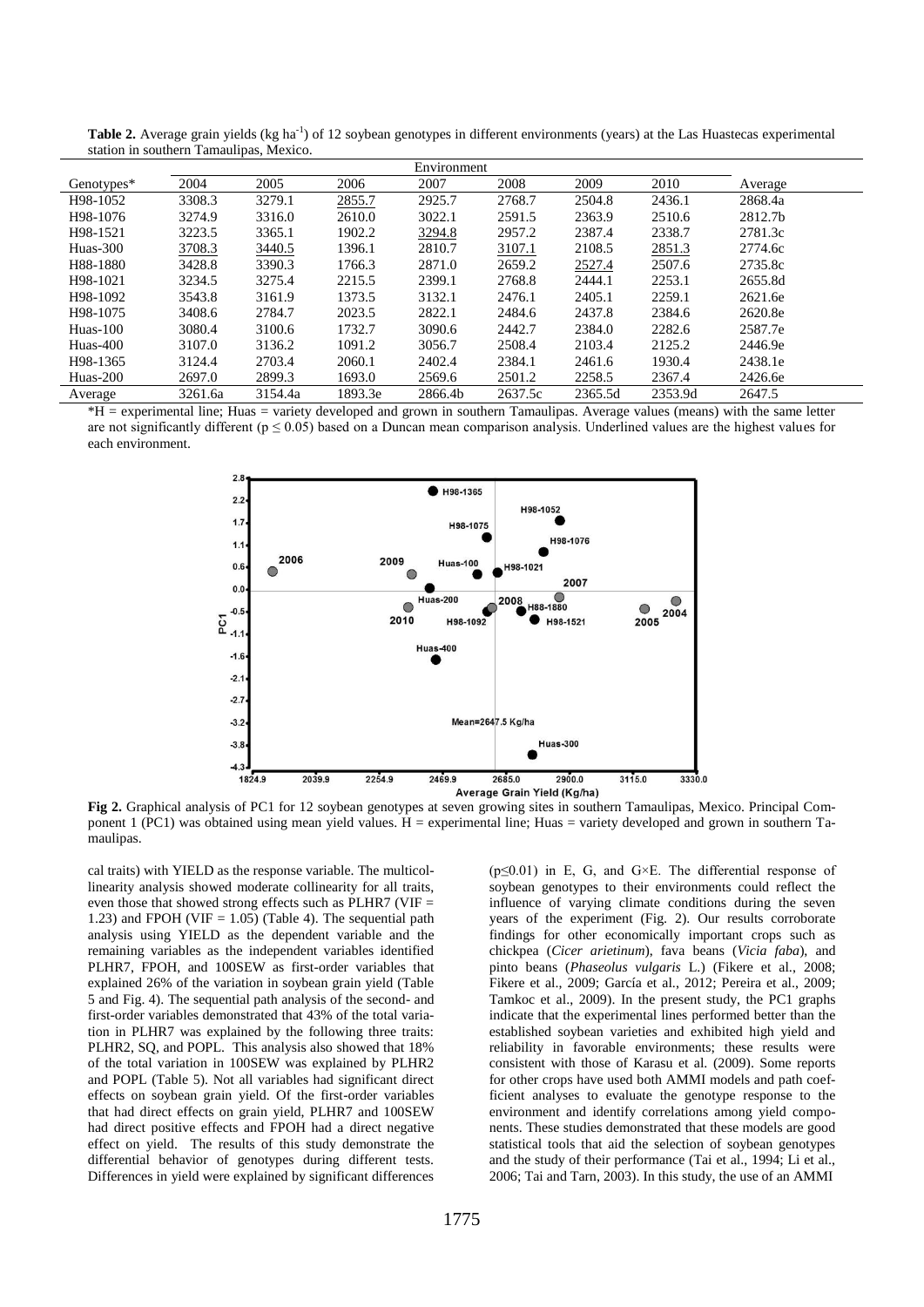**Table 2.** Average grain yields (kg ha$^{-1}$) of 12 soybean genotypes in different environments (years) at the Las Huastecas experimental station in southern Tamaulipas, Mexico.

| Genotypes* | Environment | | | | | | | Average |
|---|---|---|---|---|---|---|---|---|
| | 2004 | 2005 | 2006 | 2007 | 2008 | 2009 | 2010 | |
| H98-1052 | 3308.3 | 3279.1 | <u>2855.7</u> | 2925.7 | 2768.7 | 2504.8 | 2436.1 | 2868.4a |
| H98-1076 | 3274.9 | 3316.0 | 2610.0 | 3022.1 | 2591.5 | 2363.9 | 2510.6 | 2812.7b |
| H98-1521 | 3223.5 | 3365.1 | 1902.2 | <u>3294.8</u> | 2957.2 | 2387.4 | 2338.7 | 2781.3c |
| Huas-300 | <u>3708.3</u> | <u>3440.5</u> | 1396.1 | 2810.7 | <u>3107.1</u> | 2108.5 | <u>2851.3</u> | 2774.6c |
| H88-1880 | 3428.8 | 3390.3 | 1766.3 | 2871.0 | 2659.2 | <u>2527.4</u> | 2507.6 | 2735.8c |
| H98-1021 | 3234.5 | 3275.4 | 2215.5 | 2399.1 | 2768.8 | 2444.1 | 2253.1 | 2655.8d |
| H98-1092 | 3543.8 | 3161.9 | 1373.5 | 3132.1 | 2476.1 | 2405.1 | 2259.1 | 2621.6e |
| H98-1075 | 3408.6 | 2784.7 | 2023.5 | 2822.1 | 2484.6 | 2437.8 | 2384.6 | 2620.8e |
| Huas-100 | 3080.4 | 3100.6 | 1732.7 | 3090.6 | 2442.7 | 2384.0 | 2282.6 | 2587.7e |
| Huas-400 | 3107.0 | 3136.2 | 1091.2 | 3056.7 | 2508.4 | 2103.4 | 2125.2 | 2446.9e |
| H98-1365 | 3124.4 | 2703.4 | 2060.1 | 2402.4 | 2384.1 | 2461.6 | 1930.4 | 2438.1e |
| Huas-200 | 2697.0 | 2899.3 | 1693.0 | 2569.6 | 2501.2 | 2258.5 | 2367.4 | 2426.6e |
| Average | 3261.6a | 3154.4a | 1893.3e | 2866.4b | 2637.5c | 2365.5d | 2353.9d | 2647.5 |

*H = experimental line; Huas = variety developed and grown in southern Tamaulipas. Average values (means) with the same letter are not significantly different ($p \leq 0.05$) based on a Duncan mean comparison analysis. Underlined values are the highest values for each environment.

**Fig 2.** Graphical analysis of PC1 for 12 soybean genotypes at seven growing sites in southern Tamaulipas, Mexico. Principal Component 1 (PC1) was obtained using mean yield values. H = experimental line; Huas = variety developed and grown in southern Tamaulipas.

cal traits) with YIELD as the response variable. The multicollinearity analysis showed moderate collinearity for all traits, even those that showed strong effects such as PLHR7 (VIF = 1.23) and FPOH (VIF = 1.05) (Table 4). The sequential path analysis using YIELD as the dependent variable and the remaining variables as the independent variables identified PLHR7, FPOH, and 100SEW as first-order variables that explained 26% of the variation in soybean grain yield (Table 5 and Fig. 4). The sequential path analysis of the second- and first-order variables demonstrated that 43% of the total variation in PLHR7 was explained by the following three traits: PLHR2, SQ, and POPL. This analysis also showed that 18% of the total variation in 100SEW was explained by PLHR2 and POPL (Table 5). Not all variables had significant direct effects on soybean grain yield. Of the first-order variables that had direct effects on grain yield, PLHR7 and 100SEW had direct positive effects and FPOH had a direct negative effect on yield. The results of this study demonstrate the differential behavior of genotypes during different tests. Differences in yield were explained by significant differences ($p \leq 0.01$) in E, G, and G×E. The differential response of soybean genotypes to their environments could reflect the influence of varying climate conditions during the seven years of the experiment (Fig. 2). Our results corroborate findings for other economically important crops such as chickpea (*Cicer arietinum*), fava beans (*Vicia faba*), and pinto beans (*Phaseolus vulgaris* L.) (Fikere et al., 2008; Fikere et al., 2009; García et al., 2012; Pereira et al., 2009; Tamkoc et al., 2009). In the present study, the PC1 graphs indicate that the experimental lines performed better than the established soybean varieties and exhibited high yield and reliability in favorable environments; these results were consistent with those of Karasu et al. (2009). Some reports for other crops have used both AMMI models and path coefficient analyses to evaluate the genotype response to the environment and identify correlations among yield components. These studies demonstrated that these models are good statistical tools that aid the selection of soybean genotypes and the study of their performance (Tai et al., 1994; Li et al., 2006; Tai and Tarn, 2003). In this study, the use of an AMMI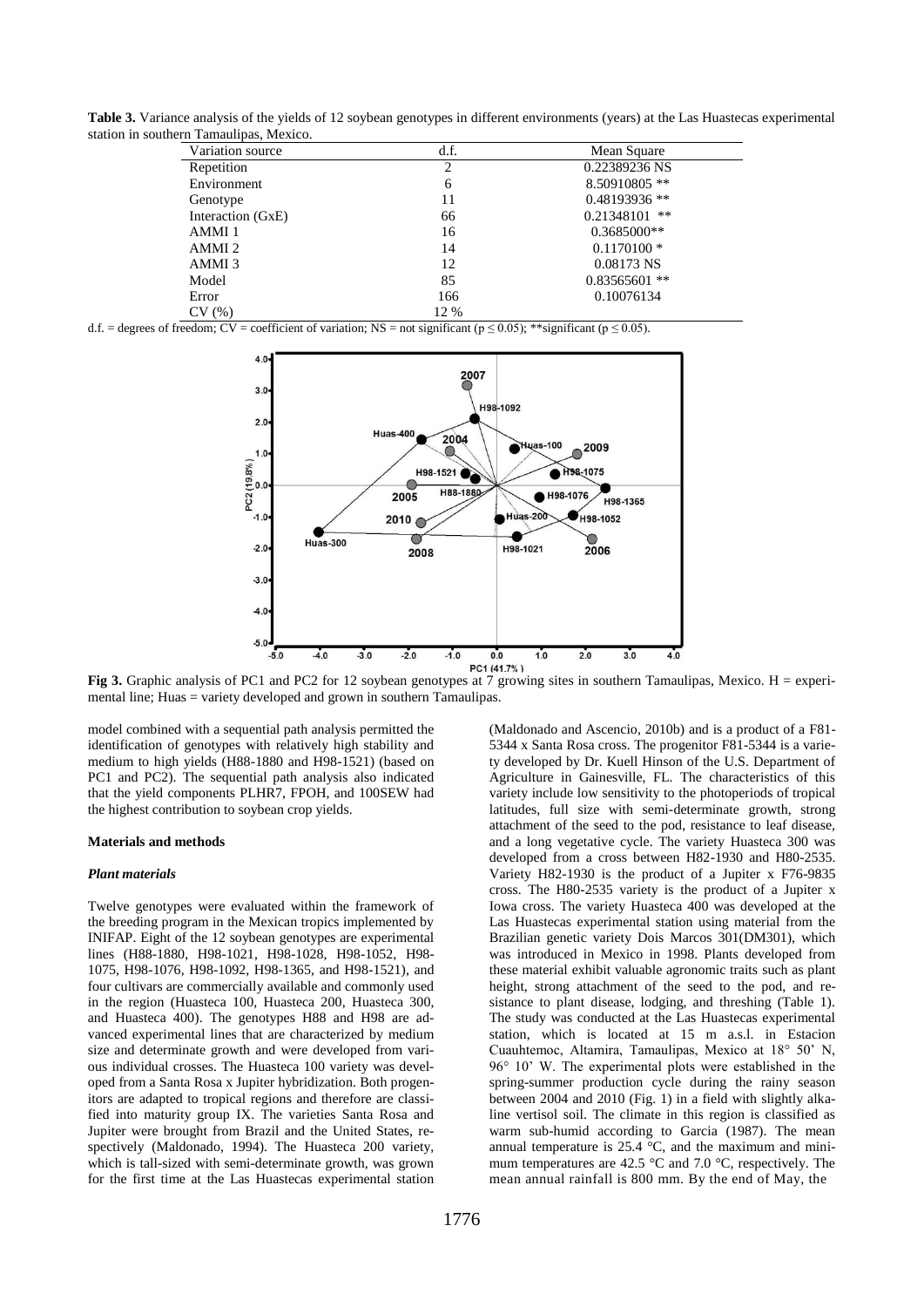**Table 3.** Variance analysis of the yields of 12 soybean genotypes in different environments (years) at the Las Huastecas experimental station in southern Tamaulipas, Mexico.

| Variation source | d.f. | Mean Square |
|---|---|---|
| Repetition | 2 | 0.22389236 NS |
| Environment | 6 | 8.50910805 ** |
| Genotype | 11 | 0.48193936 ** |
| Interaction (GxE) | 66 | 0.21348101 ** |
| AMMI 1 | 16 | 0.3685000** |
| AMMI 2 | 14 | 0.1170100 * |
| AMMI 3 | 12 | 0.08173 NS |
| Model | 85 | 0.83565601 ** |
| Error | 166 | 0.10076134 |
| CV (%) | 12 % | |

d.f. = degrees of freedom; CV = coefficient of variation; NS = not significant ($p \leq 0.05$); **significant ($p \leq 0.05$).

**Fig 3.** Graphic analysis of PC1 and PC2 for 12 soybean genotypes at 7 growing sites in southern Tamaulipas, Mexico. H = experimental line; Huas = variety developed and grown in southern Tamaulipas.

model combined with a sequential path analysis permitted the identification of genotypes with relatively high stability and medium to high yields (H88-1880 and H98-1521) (based on PC1 and PC2). The sequential path analysis also indicated that the yield components PLHR7, FPOH, and 100SEW had the highest contribution to soybean crop yields.

## Materials and methods

### *Plant materials*

Twelve genotypes were evaluated within the framework of the breeding program in the Mexican tropics implemented by INIFAP. Eight of the 12 soybean genotypes are experimental lines (H88-1880, H98-1021, H98-1028, H98-1052, H98-1075, H98-1076, H98-1092, H98-1365, and H98-1521), and four cultivars are commercially available and commonly used in the region (Huasteca 100, Huasteca 200, Huasteca 300, and Huasteca 400). The genotypes H88 and H98 are advanced experimental lines that are characterized by medium size and determinate growth and were developed from various individual crosses. The Huasteca 100 variety was developed from a Santa Rosa x Jupiter hybridization. Both progenitors are adapted to tropical regions and therefore are classified into maturity group IX. The varieties Santa Rosa and Jupiter were brought from Brazil and the United States, respectively (Maldonado, 1994). The Huasteca 200 variety, which is tall-sized with semi-determinate growth, was grown for the first time at the Las Huastecas experimental station (Maldonado and Ascencio, 2010b) and is a product of a F81-5344 x Santa Rosa cross. The progenitor F81-5344 is a variety developed by Dr. Kuell Hinson of the U.S. Department of Agriculture in Gainesville, FL. The characteristics of this variety include low sensitivity to the photoperiods of tropical latitudes, full size with semi-determinate growth, strong attachment of the seed to the pod, resistance to leaf disease, and a long vegetative cycle. The variety Huasteca 300 was developed from a cross between H82-1930 and H80-2535. Variety H82-1930 is the product of a Jupiter x F76-9835 cross. The H80-2535 variety is the product of a Jupiter x Iowa cross. The variety Huasteca 400 was developed at the Las Huastecas experimental station using material from the Brazilian genetic variety Dois Marcos 301(DM301), which was introduced in Mexico in 1998. Plants developed from these material exhibit valuable agronomic traits such as plant height, strong attachment of the seed to the pod, and resistance to plant disease, lodging, and threshing (Table 1). The study was conducted at the Las Huastecas experimental station, which is located at 15 m a.s.l. in Estacion Cuauhtemoc, Altamira, Tamaulipas, Mexico at 18° 50' N, 96° 10' W. The experimental plots were established in the spring-summer production cycle during the rainy season between 2004 and 2010 (Fig. 1) in a field with slightly alkaline vertisol soil. The climate in this region is classified as warm sub-humid according to Garcia (1987). The mean annual temperature is 25.4 °C, and the maximum and minimum temperatures are 42.5 °C and 7.0 °C, respectively. The mean annual rainfall is 800 mm. By the end of May, the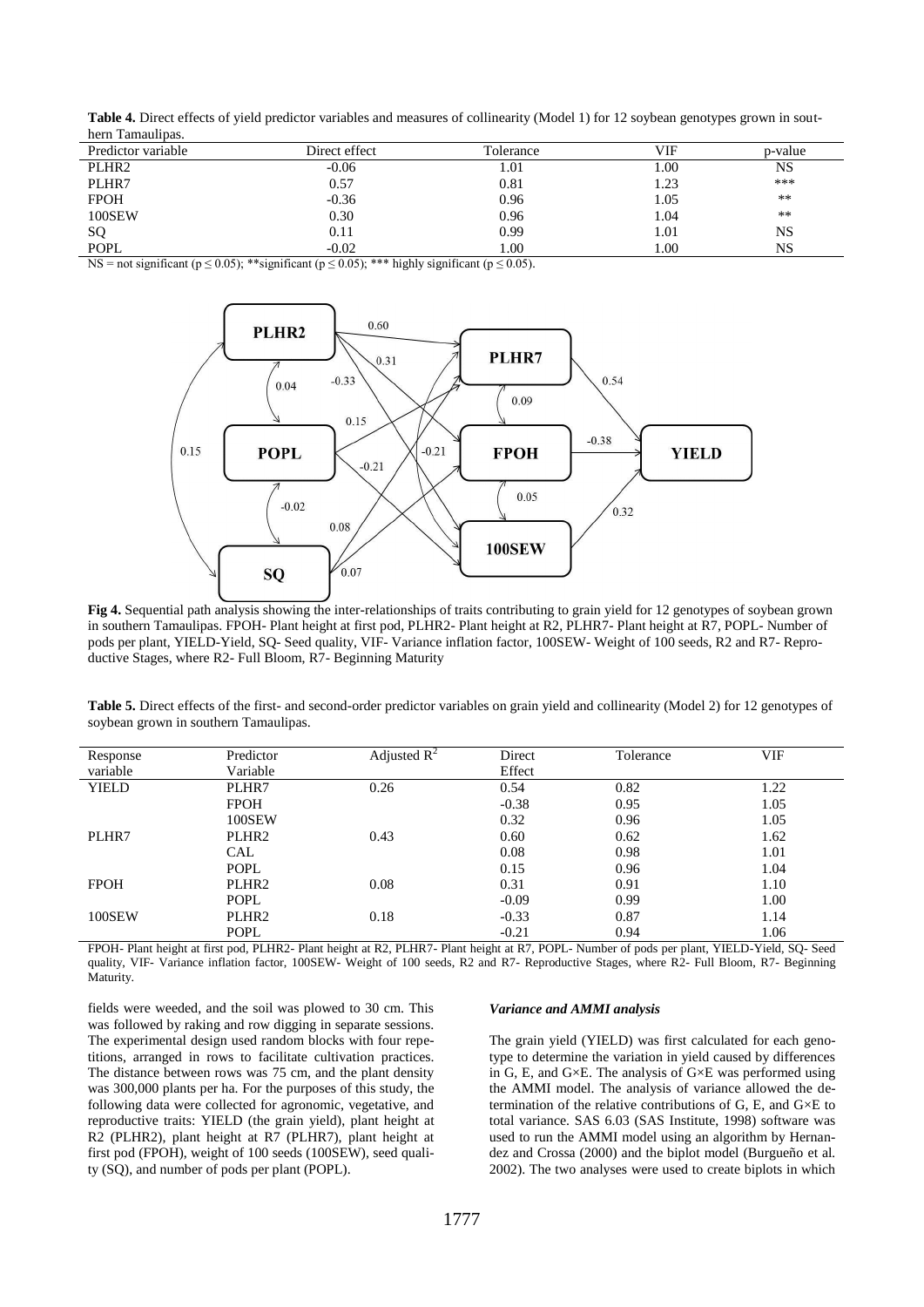**Table 4.** Direct effects of yield predictor variables and measures of collinearity (Model 1) for 12 soybean genotypes grown in southern Tamaulipas.

| Predictor variable | Direct effect | Tolerance | VIF | p-value |
|---|---|---|---|---|
| PLHR2 | -0.06 | 1.01 | 1.00 | NS |
| PLHR7 | 0.57 | 0.81 | 1.23 | *** |
| FPOH | -0.36 | 0.96 | 1.05 | ** |
| 100SEW | 0.30 | 0.96 | 1.04 | ** |
| SQ | 0.11 | 0.99 | 1.01 | NS |
| POPL | -0.02 | 1.00 | 1.00 | NS |

NS = not significant ($p \leq 0.05$); **significant ($p \leq 0.05$); *** highly significant ($p \leq 0.05$).

**Fig 4.** Sequential path analysis showing the inter-relationships of traits contributing to grain yield for 12 genotypes of soybean grown in southern Tamaulipas. FPOH- Plant height at first pod, PLHR2- Plant height at R2, PLHR7- Plant height at R7, POPL- Number of pods per plant, YIELD-Yield, SQ- Seed quality, VIF- Variance inflation factor, 100SEW- Weight of 100 seeds, R2 and R7- Reproductive Stages, where R2- Full Bloom, R7- Beginning Maturity

**Table 5.** Direct effects of the first- and second-order predictor variables on grain yield and collinearity (Model 2) for 12 genotypes of soybean grown in southern Tamaulipas.

| Response variable | Predictor Variable | Adjusted $R^2$ | Direct Effect | Tolerance | VIF |
|---|---|---|---|---|---|
| YIELD | PLHR7 | 0.26 | 0.54 | 0.82 | 1.22 |
| | FPOH | | -0.38 | 0.95 | 1.05 |
| | 100SEW | | 0.32 | 0.96 | 1.05 |
| PLHR7 | PLHR2 | 0.43 | 0.60 | 0.62 | 1.62 |
| | CAL | | 0.08 | 0.98 | 1.01 |
| | POPL | | 0.15 | 0.96 | 1.04 |
| FPOH | PLHR2 | 0.08 | 0.31 | 0.91 | 1.10 |
| | POPL | | -0.09 | 0.99 | 1.00 |
| 100SEW | PLHR2 | 0.18 | -0.33 | 0.87 | 1.14 |
| | POPL | | -0.21 | 0.94 | 1.06 |

FPOH- Plant height at first pod, PLHR2- Plant height at R2, PLHR7- Plant height at R7, POPL- Number of pods per plant, YIELD-Yield, SQ- Seed quality, VIF- Variance inflation factor, 100SEW- Weight of 100 seeds, R2 and R7- Reproductive Stages, where R2- Full Bloom, R7- Beginning Maturity.

fields were weeded, and the soil was plowed to 30 cm. This was followed by raking and row digging in separate sessions. The experimental design used random blocks with four repetitions, arranged in rows to facilitate cultivation practices. The distance between rows was 75 cm, and the plant density was 300,000 plants per ha. For the purposes of this study, the following data were collected for agronomic, vegetative, and reproductive traits: YIELD (the grain yield), plant height at R2 (PLHR2), plant height at R7 (PLHR7), plant height at first pod (FPOH), weight of 100 seeds (100SEW), seed quality (SQ), and number of pods per plant (POPL).

### *Variance and AMMI analysis*

The grain yield (YIELD) was first calculated for each genotype to determine the variation in yield caused by differences in G, E, and G×E. The analysis of G×E was performed using the AMMI model. The analysis of variance allowed the determination of the relative contributions of G, E, and G×E to total variance. SAS 6.03 (SAS Institute, 1998) software was used to run the AMMI model using an algorithm by Hernandez and Crossa (2000) and the biplot model (Burgueño et al. 2002). The two analyses were used to create biplots in which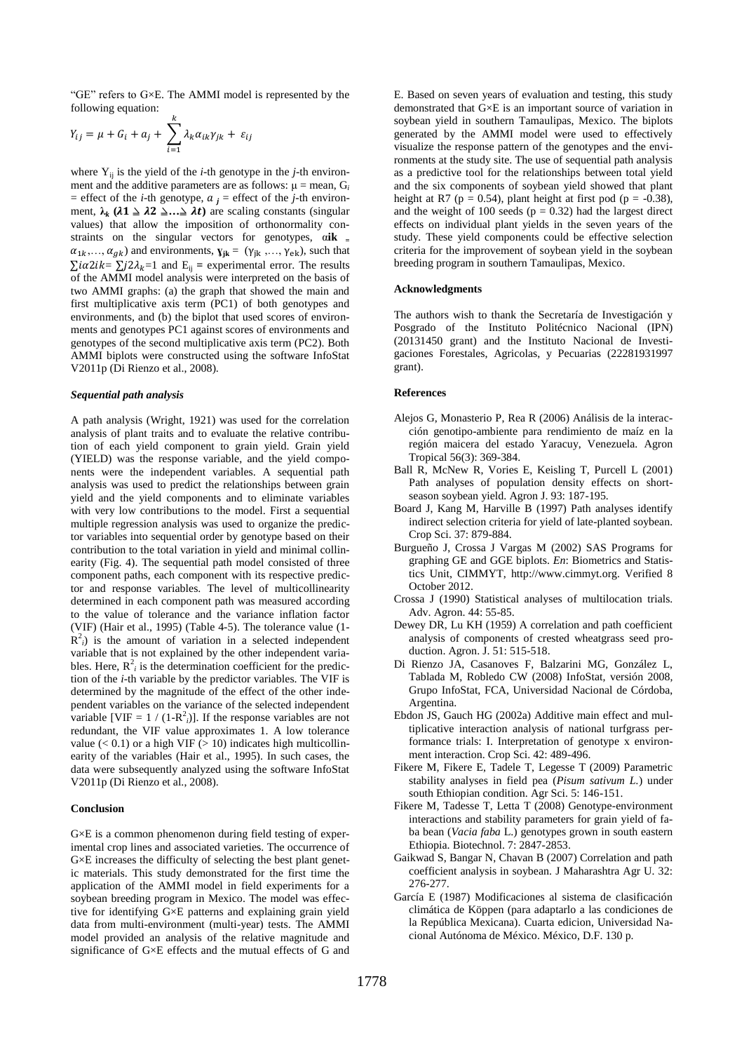"GE" refers to G×E. The AMMI model is represented by the following equation:

$$Y_{ij} = \mu + G_i + a_j + \sum_{i=1}^{k} \lambda_k \alpha_{ik} \gamma_{jk} + \varepsilon_{ij}$$

where $Y_{ij}$ is the yield of the *i*-th genotype in the *j*-th environment and the additive parameters are as follows: $\mu$ = mean, $G_i$ = effect of the *i*-th genotype, $a_j$ = effect of the *j*-th environment, $\lambda_k$ ($\lambda 1 \geq \lambda 2 \geq \ldots \geq \lambda t$) are scaling constants (singular values) that allow the imposition of orthonormality constraints on the singular vectors for genotypes, $\alpha_{ik}$ = $\alpha_{1k}, \ldots, \alpha_{gk}$) and environments, $\gamma_{jk}$ = ($\gamma_{jk}, \ldots, \gamma_{ek}$), such that $\sum i \alpha 2 ik = \sum j 2 \lambda_k = 1$ and $E_{ij}$ = experimental error. The results of the AMMI model analysis were interpreted on the basis of two AMMI graphs: (a) the graph that showed the main and first multiplicative axis term (PC1) of both genotypes and environments, and (b) the biplot that used scores of environments and genotypes PC1 against scores of environments and genotypes of the second multiplicative axis term (PC2). Both AMMI biplots were constructed using the software InfoStat V2011p (Di Rienzo et al., 2008).

### *Sequential path analysis*

A path analysis (Wright, 1921) was used for the correlation analysis of plant traits and to evaluate the relative contribution of each yield component to grain yield. Grain yield (YIELD) was the response variable, and the yield components were the independent variables. A sequential path analysis was used to predict the relationships between grain yield and the yield components and to eliminate variables with very low contributions to the model. First a sequential multiple regression analysis was used to organize the predictor variables into sequential order by genotype based on their contribution to the total variation in yield and minimal collinearity (Fig. 4). The sequential path model consisted of three component paths, each component with its respective predictor and response variables. The level of multicollinearity determined in each component path was measured according to the value of tolerance and the variance inflation factor (VIF) (Hair et al., 1995) (Table 4-5). The tolerance value ($1-R^2_i$) is the amount of variation in a selected independent variable that is not explained by the other independent variables. Here, $R^2_i$ is the determination coefficient for the prediction of the *i*-th variable by the predictor variables. The VIF is determined by the magnitude of the effect of the other independent variables on the variance of the selected independent variable [$VIF = 1 / (1-R^2_i)$]. If the response variables are not redundant, the VIF value approximates 1. A low tolerance value (< 0.1) or a high VIF (> 10) indicates high multicollinearity of the variables (Hair et al., 1995). In such cases, the data were subsequently analyzed using the software InfoStat V2011p (Di Rienzo et al., 2008).

## Conclusion

G×E is a common phenomenon during field testing of experimental crop lines and associated varieties. The occurrence of G×E increases the difficulty of selecting the best plant genetic materials. This study demonstrated for the first time the application of the AMMI model in field experiments for a soybean breeding program in Mexico. The model was effective for identifying G×E patterns and explaining grain yield data from multi-environment (multi-year) tests. The AMMI model provided an analysis of the relative magnitude and significance of G×E effects and the mutual effects of G and E. Based on seven years of evaluation and testing, this study demonstrated that G×E is an important source of variation in soybean yield in southern Tamaulipas, Mexico. The biplots generated by the AMMI model were used to effectively visualize the response pattern of the genotypes and the environments at the study site. The use of sequential path analysis as a predictive tool for the relationships between total yield and the six components of soybean yield showed that plant height at R7 ($p = 0.54$), plant height at first pod ($p = -0.38$), and the weight of 100 seeds ($p = 0.32$) had the largest direct effects on individual plant yields in the seven years of the study. These yield components could be effective selection criteria for the improvement of soybean yield in the soybean breeding program in southern Tamaulipas, Mexico.

## Acknowledgments

The authors wish to thank the Secretaría de Investigación y Posgrado of the Instituto Politécnico Nacional (IPN) (20131450 grant) and the Instituto Nacional de Investigaciones Forestales, Agricolas, y Pecuarias (22281931997 grant).

## References

Alejos G, Monasterio P, Rea R (2006) Análisis de la interacción genotipo-ambiente para rendimiento de maíz en la región maicera del estado Yaracuy, Venezuela. Agron Tropical 56(3): 369-384.

Ball R, McNew R, Vories E, Keisling T, Purcell L (2001) Path analyses of population density effects on short-season soybean yield. Agron J. 93: 187-195.

Board J, Kang M, Harville B (1997) Path analyses identify indirect selection criteria for yield of late-planted soybean. Crop Sci. 37: 879-884.

Burgueño J, Crossa J Vargas M (2002) SAS Programs for graphing GE and GGE biplots. *En*: Biometrics and Statistics Unit, CIMMYT, http://www.cimmyt.org. Verified 8 October 2012.

Crossa J (1990) Statistical analyses of multilocation trials. Adv. Agron. 44: 55-85.

Dewey DR, Lu KH (1959) A correlation and path coefficient analysis of components of crested wheatgrass seed production. Agron. J. 51: 515-518.

Di Rienzo JA, Casanoves F, Balzarini MG, González L, Tablada M, Robledo CW (2008) InfoStat, versión 2008, Grupo InfoStat, FCA, Universidad Nacional de Córdoba, Argentina.

Ebdon JS, Gauch HG (2002a) Additive main effect and multiplicative interaction analysis of national turfgrass performance trials: I. Interpretation of genotype x environment interaction. Crop Sci. 42: 489-496.

Fikere M, Fikere E, Tadele T, Legesse T (2009) Parametric stability analyses in field pea (*Pisum sativum L.*) under south Ethiopian condition. Agr Sci. 5: 146-151.

Fikere M, Tadesse T, Letta T (2008) Genotype-environment interactions and stability parameters for grain yield of faba bean (*Vacia faba* L.) genotypes grown in south eastern Ethiopia. Biotechnol. 7: 2847-2853.

Gaikwad S, Bangar N, Chavan B (2007) Correlation and path coefficient analysis in soybean. J Maharashtra Agr U. 32: 276-277.

García E (1987) Modificaciones al sistema de clasificación climática de Köppen (para adaptarlo a las condiciones de la República Mexicana). Cuarta edicion, Universidad Nacional Autónoma de México. México, D.F. 130 p.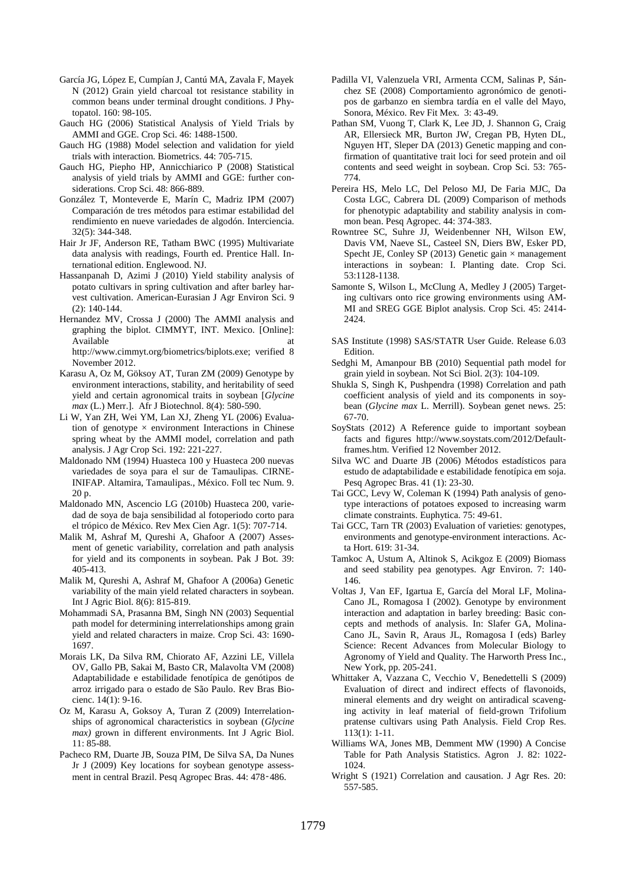García JG, López E, Cumpían J, Cantú MA, Zavala F, Mayek N (2012) Grain yield charcoal tot resistance stability in common beans under terminal drought conditions. J Phytopatol. 160: 98-105.

Gauch HG (2006) Statistical Analysis of Yield Trials by AMMI and GGE. Crop Sci. 46: 1488-1500.

Gauch HG (1988) Model selection and validation for yield trials with interaction. Biometrics. 44: 705-715.

Gauch HG, Piepho HP, Annicchiarico P (2008) Statistical analysis of yield trials by AMMI and GGE: further considerations. Crop Sci. 48: 866-889.

González T, Monteverde E, Marín C, Madriz IPM (2007) Comparación de tres métodos para estimar estabilidad del rendimiento en nueve variedades de algodón. Interciencia. 32(5): 344-348.

Hair Jr JF, Anderson RE, Tatham BWC (1995) Multivariate data analysis with readings, Fourth ed. Prentice Hall. International edition. Englewood. NJ.

Hassanpanah D, Azimi J (2010) Yield stability analysis of potato cultivars in spring cultivation and after barley harvest cultivation. American-Eurasian J Agr Environ Sci. 9 (2): 140-144.

Hernandez MV, Crossa J (2000) The AMMI analysis and graphing the biplot. CIMMYT, INT. Mexico. [Online]: Available at http://www.cimmyt.org/biometrics/biplots.exe; verified 8 November 2012.

Karasu A, Oz M, Göksoy AT, Turan ZM (2009) Genotype by environment interactions, stability, and heritability of seed yield and certain agronomical traits in soybean [*Glycine max* (L.) Merr.]. Afr J Biotechnol. 8(4): 580-590.

Li W, Yan ZH, Wei YM, Lan XJ, Zheng YL (2006) Evaluation of genotype × environment Interactions in Chinese spring wheat by the AMMI model, correlation and path analysis. J Agr Crop Sci. 192: 221-227.

Maldonado NM (1994) Huasteca 100 y Huasteca 200 nuevas variedades de soya para el sur de Tamaulipas. CIRNE-INIFAP. Altamira, Tamaulipas., México. Foll tec Num. 9. 20 p.

Maldonado MN, Ascencio LG (2010b) Huasteca 200, variedad de soya de baja sensibilidad al fotoperiodo corto para el trópico de México. Rev Mex Cien Agr. 1(5): 707-714.

Malik M, Ashraf M, Qureshi A, Ghafoor A (2007) Assessment of genetic variability, correlation and path analysis for yield and its components in soybean. Pak J Bot. 39: 405-413.

Malik M, Qureshi A, Ashraf M, Ghafoor A (2006a) Genetic variability of the main yield related characters in soybean. Int J Agric Biol. 8(6): 815-819.

Mohammadi SA, Prasanna BM, Singh NN (2003) Sequential path model for determining interrelationships among grain yield and related characters in maize. Crop Sci. 43: 1690-1697.

Morais LK, Da Silva RM, Chiorato AF, Azzini LE, Villela OV, Gallo PB, Sakai M, Basto CR, Malavolta VM (2008) Adaptabilidade e estabilidade fenotípica de genótipos de arroz irrigado para o estado de São Paulo. Rev Bras Biocienc. 14(1): 9-16.

Oz M, Karasu A, Goksoy A, Turan Z (2009) Interrelationships of agronomical characteristics in soybean (*Glycine max)* grown in different environments. Int J Agric Biol. 11: 85-88.

Pacheco RM, Duarte JB, Souza PIM, De Silva SA, Da Nunes Jr J (2009) Key locations for soybean genotype assessment in central Brazil. Pesq Agropec Bras. 44: 478‑486.

Padilla VI, Valenzuela VRI, Armenta CCM, Salinas P, Sánchez SE (2008) Comportamiento agronómico de genotipos de garbanzo en siembra tardía en el valle del Mayo, Sonora, México. Rev Fit Mex. 3: 43-49.

Pathan SM, Vuong T, Clark K, Lee JD, J. Shannon G, Craig AR, Ellersieck MR, Burton JW, Cregan PB, Hyten DL, Nguyen HT, Sleper DA (2013) Genetic mapping and confirmation of quantitative trait loci for seed protein and oil contents and seed weight in soybean. Crop Sci. 53: 765-774.

Pereira HS, Melo LC, Del Peloso MJ, De Faria MJC, Da Costa LGC, Cabrera DL (2009) Comparison of methods for phenotypic adaptability and stability analysis in common bean. Pesq Agropec. 44: 374-383.

Rowntree SC, Suhre JJ, Weidenbenner NH, Wilson EW, Davis VM, Naeve SL, Casteel SN, Diers BW, Esker PD, Specht JE, Conley SP (2013) Genetic gain × management interactions in soybean: I. Planting date. Crop Sci. 53:1128-1138.

Samonte S, Wilson L, McClung A, Medley J (2005) Targeting cultivars onto rice growing environments using AMMI and SREG GGE Biplot analysis. Crop Sci. 45: 2414-2424.

SAS Institute (1998) SAS/STATR User Guide. Release 6.03 Edition.

Sedghi M, Amanpour BB (2010) Sequential path model for grain yield in soybean. Not Sci Biol. 2(3): 104-109.

Shukla S, Singh K, Pushpendra (1998) Correlation and path coefficient analysis of yield and its components in soybean (*Glycine max* L. Merrill). Soybean genet news. 25: 67-70.

SoyStats (2012) A Reference guide to important soybean facts and figures http://www.soystats.com/2012/Defaultframes.htm. Verified 12 November 2012.

Silva WC and Duarte JB (2006) Métodos estadísticos para estudo de adaptabilidade e estabilidade fenotípica em soja. Pesq Agropec Bras. 41 (1): 23-30.

Tai GCC, Levy W, Coleman K (1994) Path analysis of genotype interactions of potatoes exposed to increasing warm climate constraints. Euphytica. 75: 49-61.

Tai GCC, Tarn TR (2003) Evaluation of varieties: genotypes, environments and genotype-environment interactions. Acta Hort. 619: 31-34.

Tamkoc A, Ustum A, Altinok S, Acikgoz E (2009) Biomass and seed stability pea genotypes. Agr Environ. 7: 140-146.

Voltas J, Van EF, Igartua E, García del Moral LF, Molina-Cano JL, Romagosa I (2002). Genotype by environment interaction and adaptation in barley breeding: Basic concepts and methods of analysis. In: Slafer GA, Molina-Cano JL, Savin R, Araus JL, Romagosa I (eds) Barley Science: Recent Advances from Molecular Biology to Agronomy of Yield and Quality. The Harworth Press Inc., New York, pp. 205-241.

Whittaker A, Vazzana C, Vecchio V, Benedettelli S (2009) Evaluation of direct and indirect effects of flavonoids, mineral elements and dry weight on antiradical scavenging activity in leaf material of field-grown Trifolium pratense cultivars using Path Analysis. Field Crop Res. 113(1): 1-11.

Williams WA, Jones MB, Demment MW (1990) A Concise Table for Path Analysis Statistics. Agron J. 82: 1022-1024.

Wright S (1921) Correlation and causation. J Agr Res. 20: 557-585.